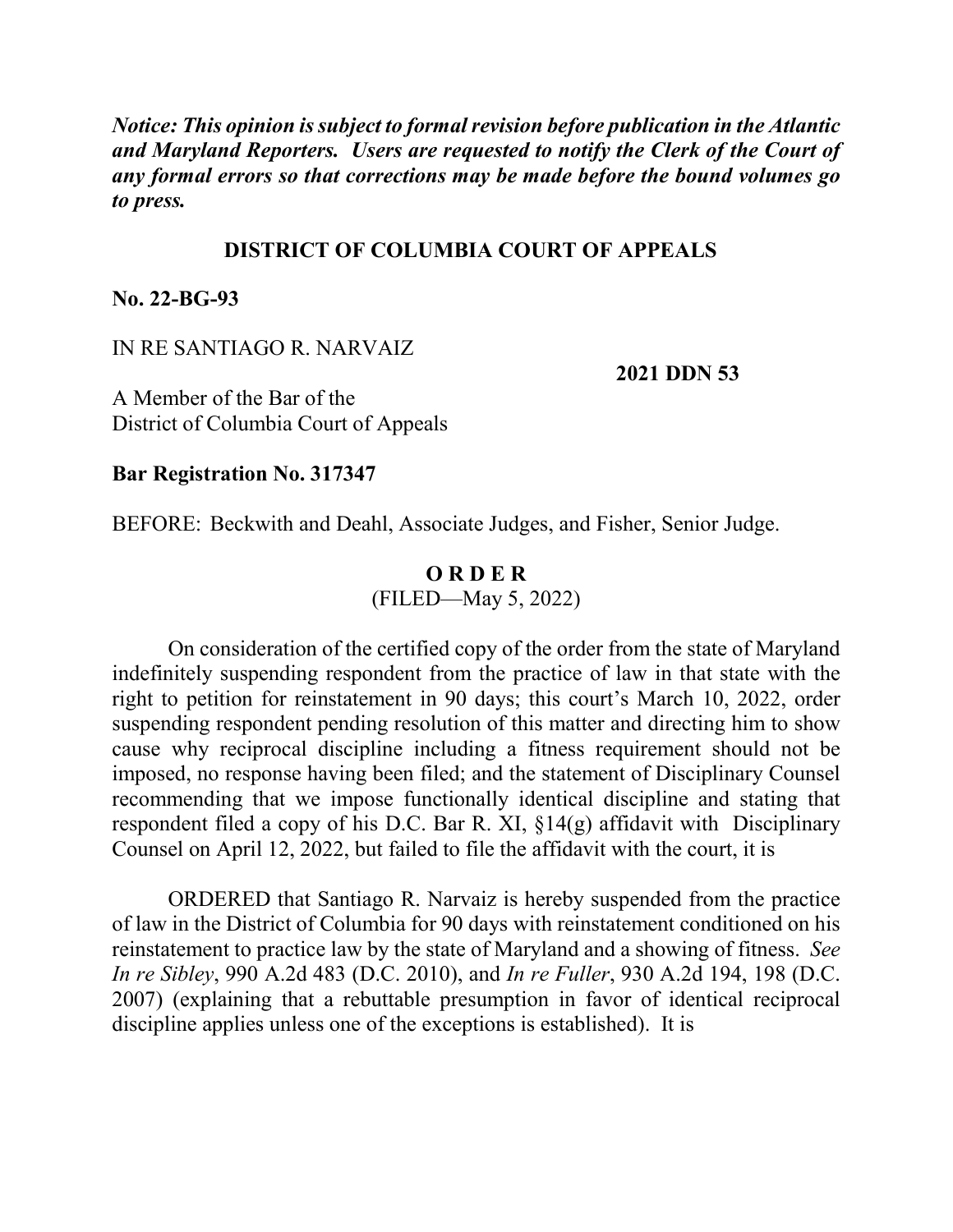***Notice: This opinion is subject to formal revision before publication in the Atlantic and Maryland Reporters. Users are requested to notify the Clerk of the Court of any formal errors so that corrections may be made before the bound volumes go to press.***

**DISTRICT OF COLUMBIA COURT OF APPEALS**

**No. 22-BG-93**

IN RE SANTIAGO R. NARVAIZ

**2021 DDN 53**

A Member of the Bar of the
District of Columbia Court of Appeals

**Bar Registration No. 317347**

BEFORE: Beckwith and Deahl, Associate Judges, and Fisher, Senior Judge.

**O R D E R**
(FILED—May 5, 2022)

On consideration of the certified copy of the order from the state of Maryland indefinitely suspending respondent from the practice of law in that state with the right to petition for reinstatement in 90 days; this court's March 10, 2022, order suspending respondent pending resolution of this matter and directing him to show cause why reciprocal discipline including a fitness requirement should not be imposed, no response having been filed; and the statement of Disciplinary Counsel recommending that we impose functionally identical discipline and stating that respondent filed a copy of his D.C. Bar R. XI, §14(g) affidavit with Disciplinary Counsel on April 12, 2022, but failed to file the affidavit with the court, it is

ORDERED that Santiago R. Narvaiz is hereby suspended from the practice of law in the District of Columbia for 90 days with reinstatement conditioned on his reinstatement to practice law by the state of Maryland and a showing of fitness. *See In re Sibley*, 990 A.2d 483 (D.C. 2010), and *In re Fuller*, 930 A.2d 194, 198 (D.C. 2007) (explaining that a rebuttable presumption in favor of identical reciprocal discipline applies unless one of the exceptions is established). It is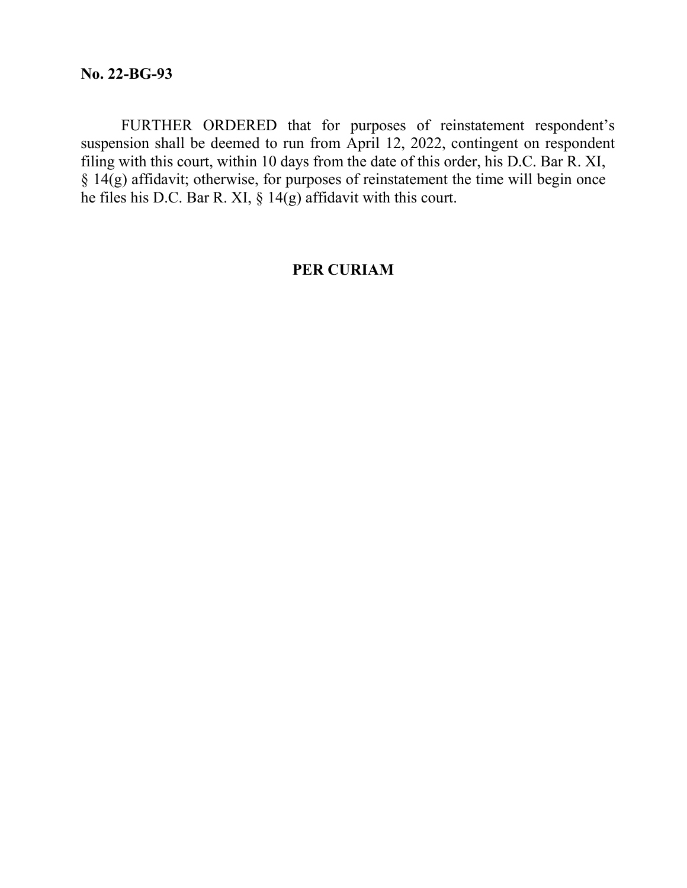**No. 22-BG-93**

FURTHER ORDERED that for purposes of reinstatement respondent's suspension shall be deemed to run from April 12, 2022, contingent on respondent filing with this court, within 10 days from the date of this order, his D.C. Bar R. XI, § 14(g) affidavit; otherwise, for purposes of reinstatement the time will begin once he files his D.C. Bar R. XI, § 14(g) affidavit with this court.

**PER CURIAM**